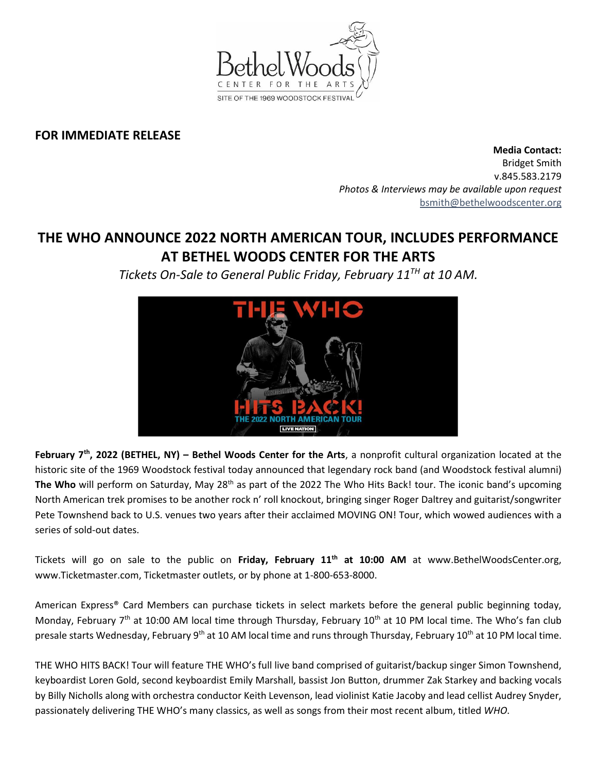**FOR IMMEDIATE RELEASE**

**Media Contact:**
Bridget Smith
v.845.583.2179
*Photos & Interviews may be available upon request*
bsmith@bethelwoodscenter.org

# THE WHO ANNOUNCE 2022 NORTH AMERICAN TOUR, INCLUDES PERFORMANCE AT BETHEL WOODS CENTER FOR THE ARTS

*Tickets On-Sale to General Public Friday, February 11TH at 10 AM.*

**February 7th, 2022 (BETHEL, NY) – Bethel Woods Center for the Arts**, a nonprofit cultural organization located at the historic site of the 1969 Woodstock festival today announced that legendary rock band (and Woodstock festival alumni) **The Who** will perform on Saturday, May 28th as part of the 2022 The Who Hits Back! tour. The iconic band's upcoming North American trek promises to be another rock n' roll knockout, bringing singer Roger Daltrey and guitarist/songwriter Pete Townshend back to U.S. venues two years after their acclaimed MOVING ON! Tour, which wowed audiences with a series of sold-out dates.

Tickets will go on sale to the public on **Friday, February 11th at 10:00 AM** at www.BethelWoodsCenter.org, www.Ticketmaster.com, Ticketmaster outlets, or by phone at 1-800-653-8000.

American Express® Card Members can purchase tickets in select markets before the general public beginning today, Monday, February 7th at 10:00 AM local time through Thursday, February 10th at 10 PM local time. The Who's fan club presale starts Wednesday, February 9th at 10 AM local time and runs through Thursday, February 10th at 10 PM local time.

THE WHO HITS BACK! Tour will feature THE WHO's full live band comprised of guitarist/backup singer Simon Townshend, keyboardist Loren Gold, second keyboardist Emily Marshall, bassist Jon Button, drummer Zak Starkey and backing vocals by Billy Nicholls along with orchestra conductor Keith Levenson, lead violinist Katie Jacoby and lead cellist Audrey Snyder, passionately delivering THE WHO's many classics, as well as songs from their most recent album, titled *WHO*.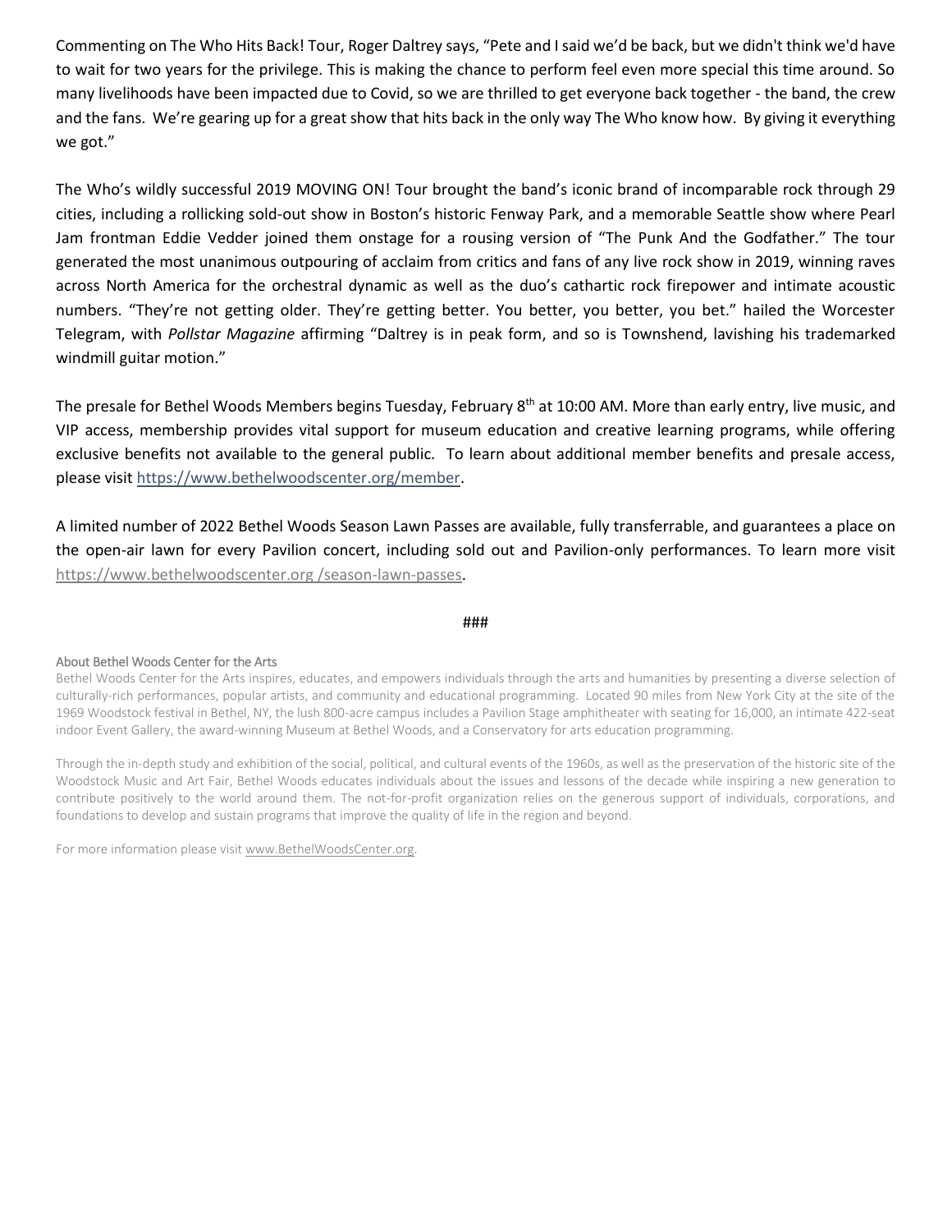Commenting on The Who Hits Back! Tour, Roger Daltrey says, "Pete and I said we'd be back, but we didn't think we'd have to wait for two years for the privilege. This is making the chance to perform feel even more special this time around. So many livelihoods have been impacted due to Covid, so we are thrilled to get everyone back together - the band, the crew and the fans. We're gearing up for a great show that hits back in the only way The Who know how. By giving it everything we got."

The Who's wildly successful 2019 MOVING ON! Tour brought the band's iconic brand of incomparable rock through 29 cities, including a rollicking sold-out show in Boston's historic Fenway Park, and a memorable Seattle show where Pearl Jam frontman Eddie Vedder joined them onstage for a rousing version of "The Punk And the Godfather." The tour generated the most unanimous outpouring of acclaim from critics and fans of any live rock show in 2019, winning raves across North America for the orchestral dynamic as well as the duo's cathartic rock firepower and intimate acoustic numbers. "They're not getting older. They're getting better. You better, you better, you bet." hailed the Worcester Telegram, with *Pollstar Magazine* affirming "Daltrey is in peak form, and so is Townshend, lavishing his trademarked windmill guitar motion."

The presale for Bethel Woods Members begins Tuesday, February 8th at 10:00 AM. More than early entry, live music, and VIP access, membership provides vital support for museum education and creative learning programs, while offering exclusive benefits not available to the general public. To learn about additional member benefits and presale access, please visit https://www.bethelwoodscenter.org/member.

A limited number of 2022 Bethel Woods Season Lawn Passes are available, fully transferrable, and guarantees a place on the open-air lawn for every Pavilion concert, including sold out and Pavilion-only performances. To learn more visit https://www.bethelwoodscenter.org /season-lawn-passes.

###

About Bethel Woods Center for the Arts

Bethel Woods Center for the Arts inspires, educates, and empowers individuals through the arts and humanities by presenting a diverse selection of culturally-rich performances, popular artists, and community and educational programming. Located 90 miles from New York City at the site of the 1969 Woodstock festival in Bethel, NY, the lush 800-acre campus includes a Pavilion Stage amphitheater with seating for 16,000, an intimate 422-seat indoor Event Gallery, the award-winning Museum at Bethel Woods, and a Conservatory for arts education programming.

Through the in-depth study and exhibition of the social, political, and cultural events of the 1960s, as well as the preservation of the historic site of the Woodstock Music and Art Fair, Bethel Woods educates individuals about the issues and lessons of the decade while inspiring a new generation to contribute positively to the world around them. The not-for-profit organization relies on the generous support of individuals, corporations, and foundations to develop and sustain programs that improve the quality of life in the region and beyond.

For more information please visit www.BethelWoodsCenter.org.